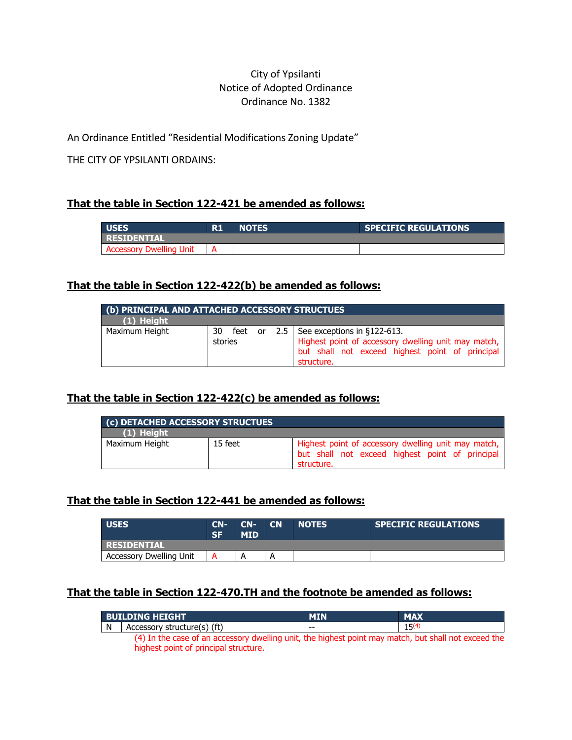City of Ypsilanti
Notice of Adopted Ordinance
Ordinance No. 1382

An Ordinance Entitled "Residential Modifications Zoning Update"

THE CITY OF YPSILANTI ORDAINS:

## That the table in Section 122-421 be amended as follows:

| USES | R1 | NOTES | SPECIFIC REGULATIONS |
|---|---|---|---|
| **RESIDENTIAL** | | | |
| Accessory Dwelling Unit | A | | |

## That the table in Section 122-422(b) be amended as follows:

| (b) PRINCIPAL AND ATTACHED ACCESSORY STRUCTURES | | |
|---|---|---|
| **(1) Height** | | |
| Maximum Height | 30 feet or 2.5 stories | See exceptions in §122-613. Highest point of accessory dwelling unit may match, but shall not exceed highest point of principal structure. |

## That the table in Section 122-422(c) be amended as follows:

| (c) DETACHED ACCESSORY STRUCTURES | | |
|---|---|---|
| **(1) Height** | | |
| Maximum Height | 15 feet | Highest point of accessory dwelling unit may match, but shall not exceed highest point of principal structure. |

## That the table in Section 122-441 be amended as follows:

| USES | CN-SF | CN-MID | CN | NOTES | SPECIFIC REGULATIONS |
|---|---|---|---|---|---|
| **RESIDENTIAL** | | | | | |
| Accessory Dwelling Unit | A | A | A | | |

## That the table in Section 122-470.TH and the footnote be amended as follows:

| BUILDING HEIGHT | | MIN | MAX |
|---|---|---|---|
| N | Accessory structure(s) (ft) | -- | 15[4] |

(4) In the case of an accessory dwelling unit, the highest point may match, but shall not exceed the highest point of principal structure.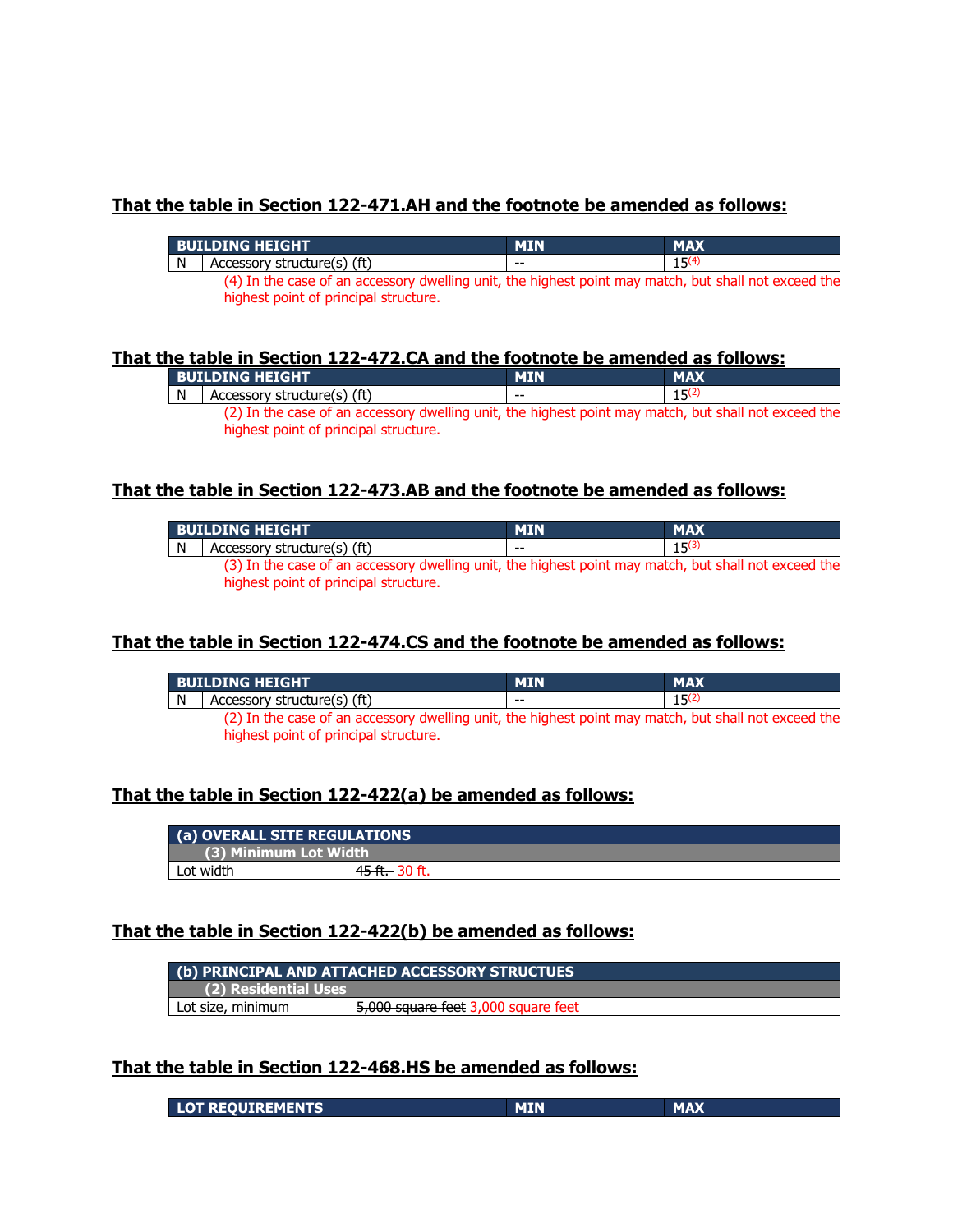**That the table in Section 122-471.AH and the footnote be amended as follows:**

| BUILDING HEIGHT | | MIN | MAX |
|---|---|---|---|
| N | Accessory structure(s) (ft) | -- | 15[4] |

(4) In the case of an accessory dwelling unit, the highest point may match, but shall not exceed the highest point of principal structure.

**That the table in Section 122-472.CA and the footnote be amended as follows:**

| BUILDING HEIGHT | | MIN | MAX |
|---|---|---|---|
| N | Accessory structure(s) (ft) | -- | 15[2] |

(2) In the case of an accessory dwelling unit, the highest point may match, but shall not exceed the highest point of principal structure.

**That the table in Section 122-473.AB and the footnote be amended as follows:**

| BUILDING HEIGHT | | MIN | MAX |
|---|---|---|---|
| N | Accessory structure(s) (ft) | -- | 15[3] |

(3) In the case of an accessory dwelling unit, the highest point may match, but shall not exceed the highest point of principal structure.

**That the table in Section 122-474.CS and the footnote be amended as follows:**

| BUILDING HEIGHT | | MIN | MAX |
|---|---|---|---|
| N | Accessory structure(s) (ft) | -- | 15[2] |

(2) In the case of an accessory dwelling unit, the highest point may match, but shall not exceed the highest point of principal structure.

**That the table in Section 122-422(a) be amended as follows:**

| (a) OVERALL SITE REGULATIONS | |
|---|---|
| (3) Minimum Lot Width | |
| Lot width | ~~45 ft.~~ 30 ft. |

**That the table in Section 122-422(b) be amended as follows:**

| (b) PRINCIPAL AND ATTACHED ACCESSORY STRUCTUES | |
|---|---|
| (2) Residential Uses | |
| Lot size, minimum | ~~5,000 square feet~~ 3,000 square feet |

**That the table in Section 122-468.HS be amended as follows:**

| LOT REQUIREMENTS | MIN | MAX |
|---|---|---|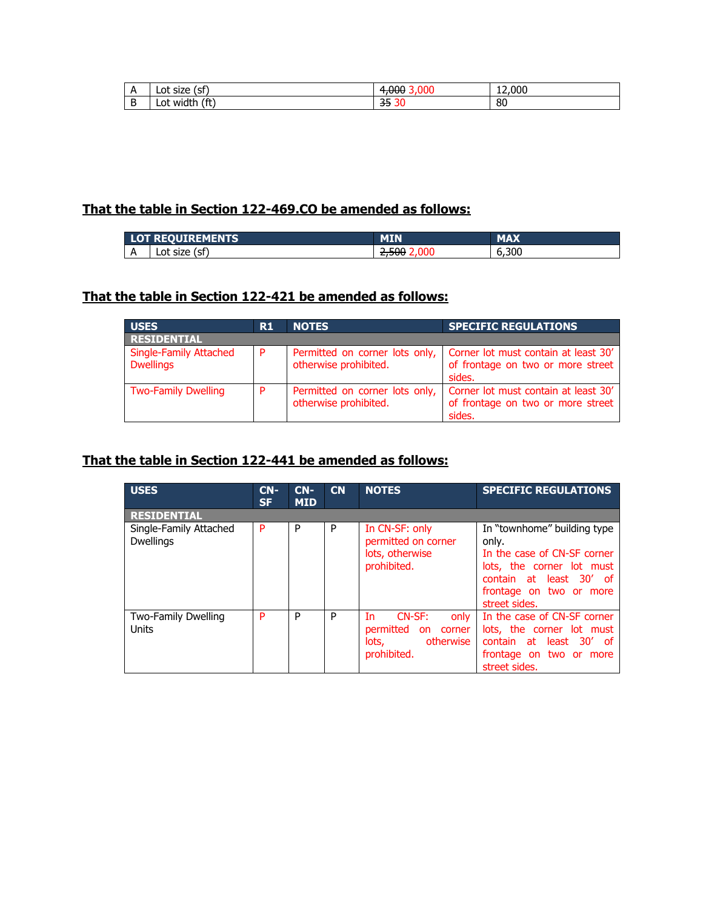| A | Lot size (sf) | ~~4,000~~ 3,000 | 12,000 |
|---|---|---|---|
| B | Lot width (ft) | ~~35~~ 30 | 80 |

**That the table in Section 122-469.CO be amended as follows:**

| LOT REQUIREMENTS | | MIN | MAX |
|---|---|---|---|
| A | Lot size (sf) | ~~2,500~~ 2,000 | 6,300 |

**That the table in Section 122-421 be amended as follows:**

| USES | R1 | NOTES | SPECIFIC REGULATIONS |
|---|---|---|---|
| **RESIDENTIAL** | | | |
| Single-Family Attached Dwellings | P | Permitted on corner lots only, otherwise prohibited. | Corner lot must contain at least 30' of frontage on two or more street sides. |
| Two-Family Dwelling | P | Permitted on corner lots only, otherwise prohibited. | Corner lot must contain at least 30' of frontage on two or more street sides. |

**That the table in Section 122-441 be amended as follows:**

| USES | CN-SF | CN-MID | CN | NOTES | SPECIFIC REGULATIONS |
|---|---|---|---|---|---|
| **RESIDENTIAL** | | | | | |
| Single-Family Attached Dwellings | P | P | P | In CN-SF: only permitted on corner lots, otherwise prohibited. | In "townhome" building type only. In the case of CN-SF corner lots, the corner lot must contain at least 30' of frontage on two or more street sides. |
| Two-Family Dwelling Units | P | P | P | In CN-SF: only permitted on corner lots, otherwise prohibited. | In the case of CN-SF corner lots, the corner lot must contain at least 30' of frontage on two or more street sides. |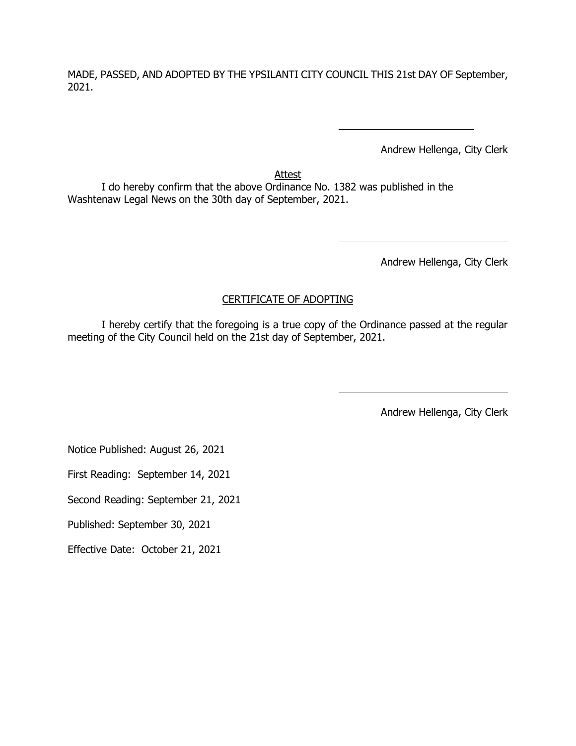MADE, PASSED, AND ADOPTED BY THE YPSILANTI CITY COUNCIL THIS 21st DAY OF September, 2021.

\_\_\_\_\_\_\_\_\_\_\_\_\_\_\_\_\_\_\_\_\_\_\_\_\_\_

Andrew Hellenga, City Clerk

Attest

I do hereby confirm that the above Ordinance No. 1382 was published in the Washtenaw Legal News on the 30th day of September, 2021.

\_\_\_\_\_\_\_\_\_\_\_\_\_\_\_\_\_\_\_\_\_\_\_\_\_\_

Andrew Hellenga, City Clerk

CERTIFICATE OF ADOPTING

I hereby certify that the foregoing is a true copy of the Ordinance passed at the regular meeting of the City Council held on the 21st day of September, 2021.

\_\_\_\_\_\_\_\_\_\_\_\_\_\_\_\_\_\_\_\_\_\_\_\_\_\_

Andrew Hellenga, City Clerk

Notice Published: August 26, 2021

First Reading: September 14, 2021

Second Reading: September 21, 2021

Published: September 30, 2021

Effective Date: October 21, 2021